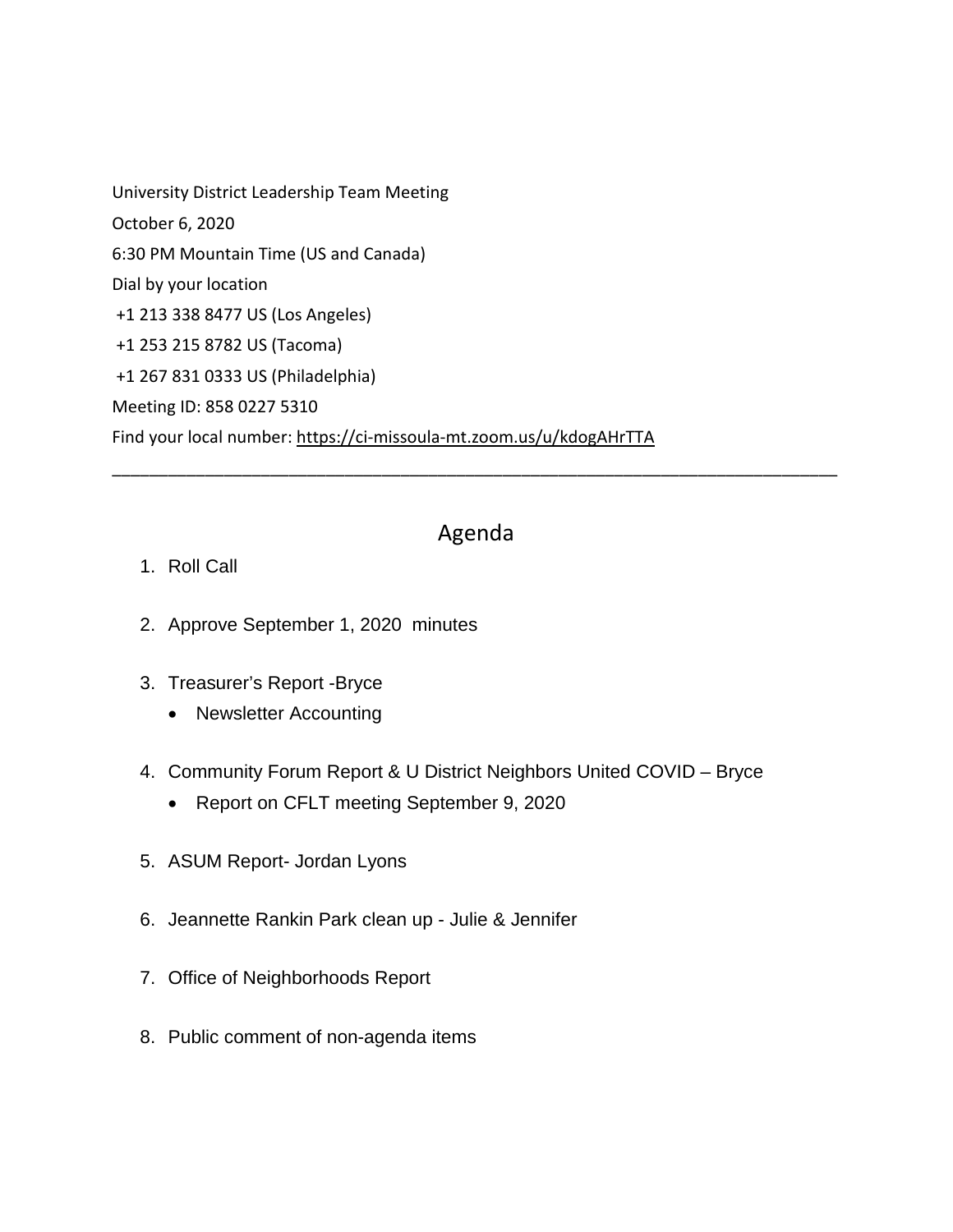University District Leadership Team Meeting

October 6, 2020

6:30 PM Mountain Time (US and Canada)

Dial by your location

+1 213 338 8477 US (Los Angeles)

+1 253 215 8782 US (Tacoma)

+1 267 831 0333 US (Philadelphia)

Meeting ID: 858 0227 5310

Find your local number: https://ci-missoula-mt.zoom.us/u/kdogAHrTTA

---

## Agenda

1. Roll Call

2. Approve September 1, 2020 minutes

3. Treasurer's Report -Bryce
   - Newsletter Accounting

4. Community Forum Report & U District Neighbors United COVID – Bryce
   - Report on CFLT meeting September 9, 2020

5. ASUM Report- Jordan Lyons

6. Jeannette Rankin Park clean up - Julie & Jennifer

7. Office of Neighborhoods Report

8. Public comment of non-agenda items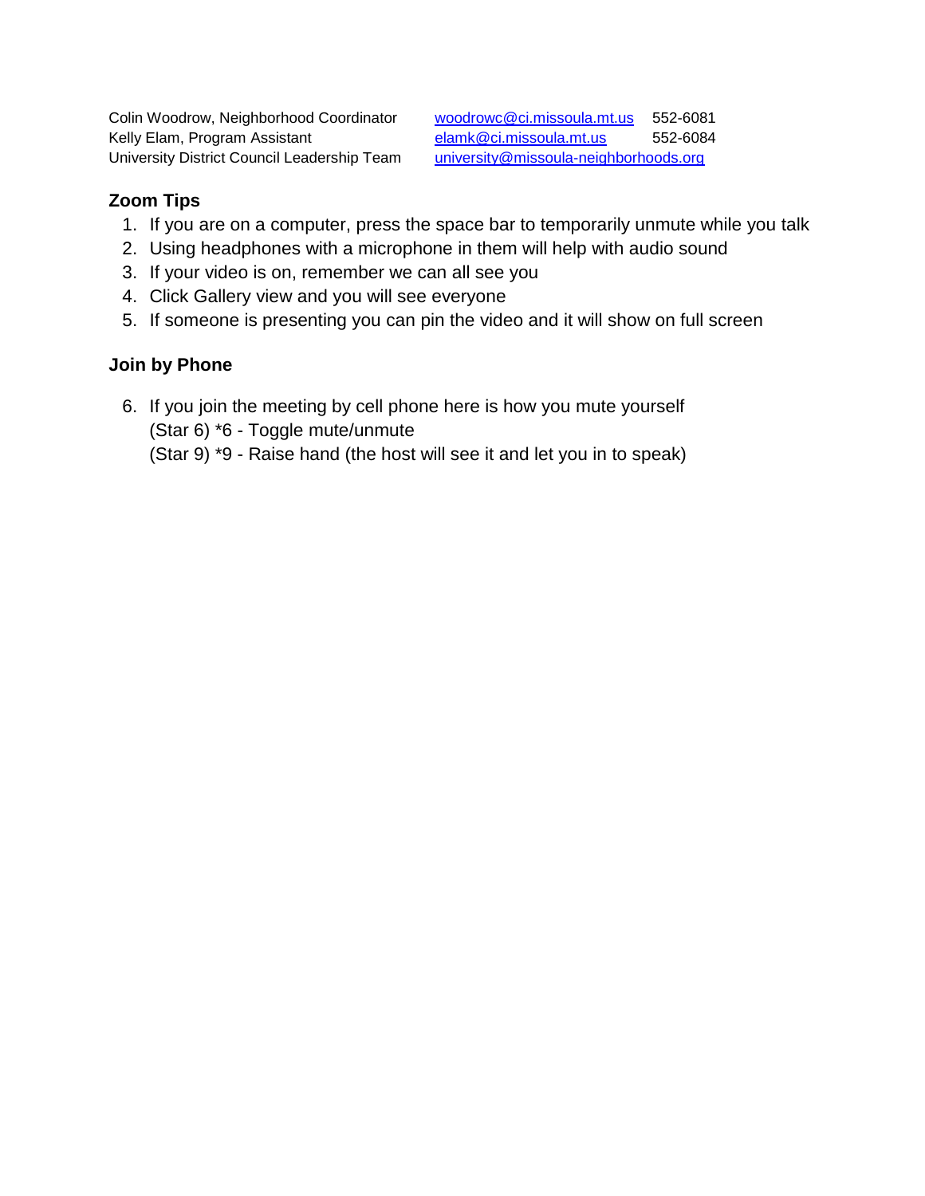| | | |
|---|---|---|
| Colin Woodrow, Neighborhood Coordinator | woodrowc@ci.missoula.mt.us | 552-6081 |
| Kelly Elam, Program Assistant | elamk@ci.missoula.mt.us | 552-6084 |
| University District Council Leadership Team | university@missoula-neighborhoods.org | |

### Zoom Tips

1. If you are on a computer, press the space bar to temporarily unmute while you talk
2. Using headphones with a microphone in them will help with audio sound
3. If your video is on, remember we can all see you
4. Click Gallery view and you will see everyone
5. If someone is presenting you can pin the video and it will show on full screen

### Join by Phone

6. If you join the meeting by cell phone here is how you mute yourself
   (Star 6) *6 - Toggle mute/unmute
   (Star 9) *9 - Raise hand (the host will see it and let you in to speak)